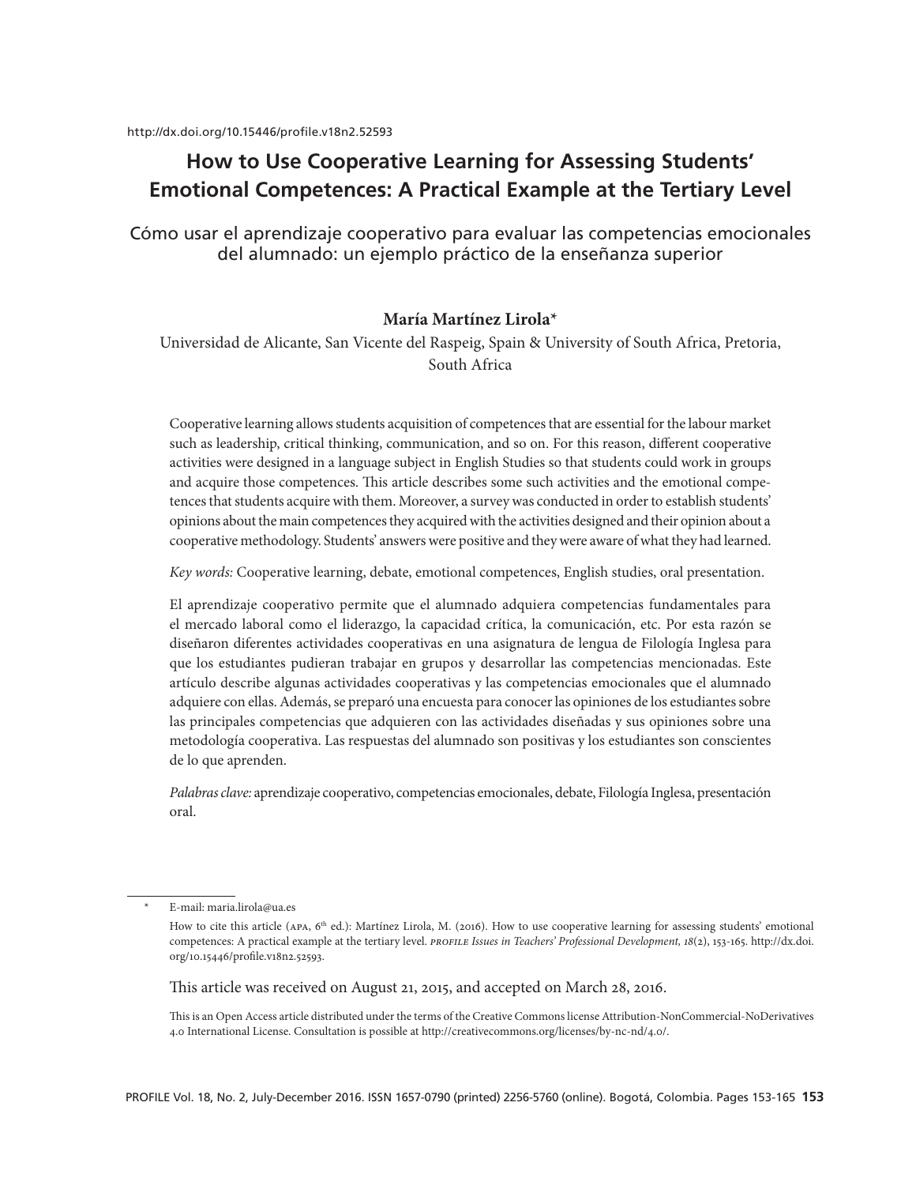http://dx.doi.org/10.15446/profile.v18n2.52593

# How to Use Cooperative Learning for Assessing Students' Emotional Competences: A Practical Example at the Tertiary Level

## Cómo usar el aprendizaje cooperativo para evaluar las competencias emocionales del alumnado: un ejemplo práctico de la enseñanza superior

**María Martínez Lirola***

Universidad de Alicante, San Vicente del Raspeig, Spain & University of South Africa, Pretoria, South Africa

Cooperative learning allows students acquisition of competences that are essential for the labour market such as leadership, critical thinking, communication, and so on. For this reason, different cooperative activities were designed in a language subject in English Studies so that students could work in groups and acquire those competences. This article describes some such activities and the emotional competences that students acquire with them. Moreover, a survey was conducted in order to establish students' opinions about the main competences they acquired with the activities designed and their opinion about a cooperative methodology. Students' answers were positive and they were aware of what they had learned.

*Key words:* Cooperative learning, debate, emotional competences, English studies, oral presentation.

El aprendizaje cooperativo permite que el alumnado adquiera competencias fundamentales para el mercado laboral como el liderazgo, la capacidad crítica, la comunicación, etc. Por esta razón se diseñaron diferentes actividades cooperativas en una asignatura de lengua de Filología Inglesa para que los estudiantes pudieran trabajar en grupos y desarrollar las competencias mencionadas. Este artículo describe algunas actividades cooperativas y las competencias emocionales que el alumnado adquiere con ellas. Además, se preparó una encuesta para conocer las opiniones de los estudiantes sobre las principales competencias que adquieren con las actividades diseñadas y sus opiniones sobre una metodología cooperativa. Las respuestas del alumnado son positivas y los estudiantes son conscientes de lo que aprenden.

*Palabras clave:* aprendizaje cooperativo, competencias emocionales, debate, Filología Inglesa, presentación oral.

---

\* E-mail: maria.lirola@ua.es

How to cite this article (APA, 6th ed.): Martínez Lirola, M. (2016). How to use cooperative learning for assessing students' emotional competences: A practical example at the tertiary level. *PROFILE Issues in Teachers' Professional Development, 18*(2), 153-165. http://dx.doi.org/10.15446/profile.v18n2.52593.

This article was received on August 21, 2015, and accepted on March 28, 2016.

This is an Open Access article distributed under the terms of the Creative Commons license Attribution-NonCommercial-NoDerivatives 4.0 International License. Consultation is possible at http://creativecommons.org/licenses/by-nc-nd/4.0/.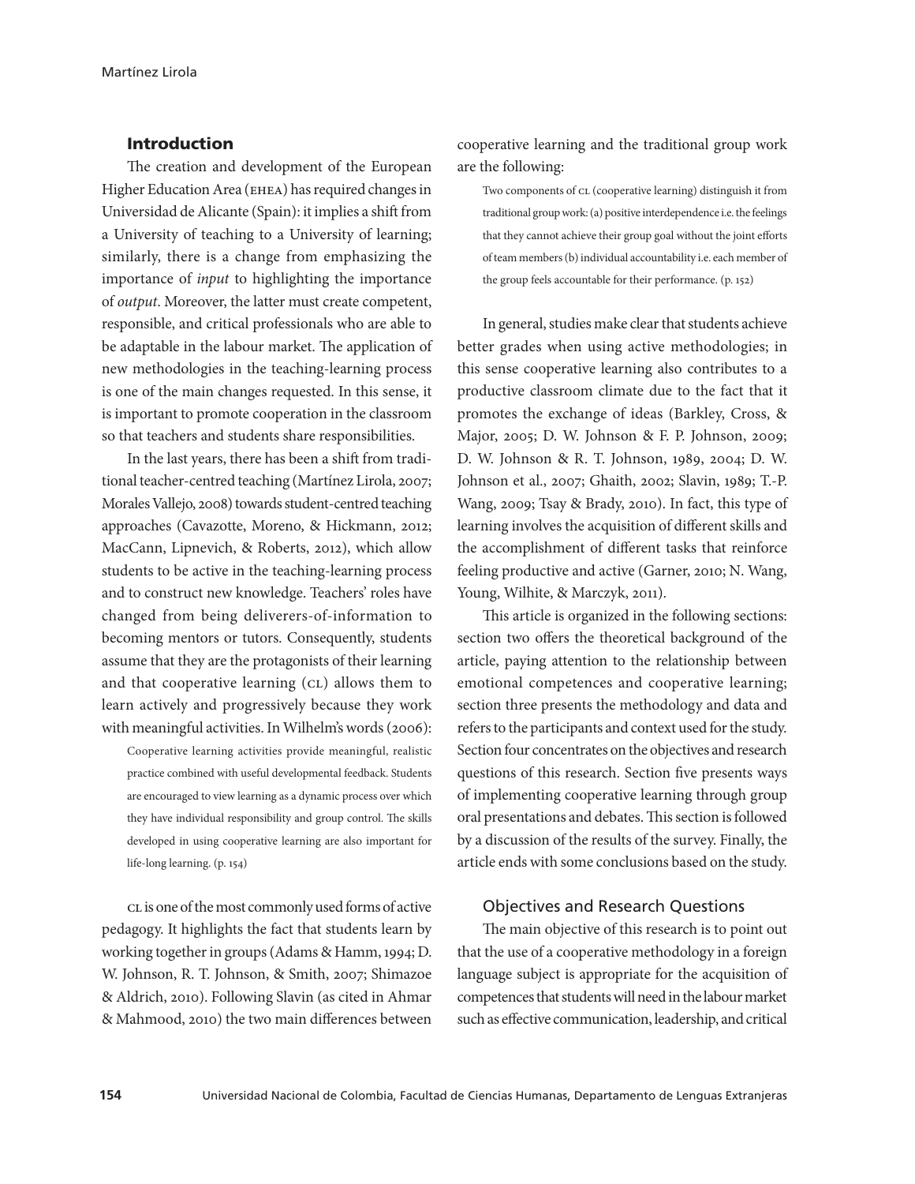## Introduction

The creation and development of the European Higher Education Area (EHEA) has required changes in Universidad de Alicante (Spain): it implies a shift from a University of teaching to a University of learning; similarly, there is a change from emphasizing the importance of *input* to highlighting the importance of *output*. Moreover, the latter must create competent, responsible, and critical professionals who are able to be adaptable in the labour market. The application of new methodologies in the teaching-learning process is one of the main changes requested. In this sense, it is important to promote cooperation in the classroom so that teachers and students share responsibilities.

In the last years, there has been a shift from traditional teacher-centred teaching (Martínez Lirola, 2007; Morales Vallejo, 2008) towards student-centred teaching approaches (Cavazotte, Moreno, & Hickmann, 2012; MacCann, Lipnevich, & Roberts, 2012), which allow students to be active in the teaching-learning process and to construct new knowledge. Teachers' roles have changed from being deliverers-of-information to becoming mentors or tutors. Consequently, students assume that they are the protagonists of their learning and that cooperative learning (CL) allows them to learn actively and progressively because they work with meaningful activities. In Wilhelm's words (2006):

> Cooperative learning activities provide meaningful, realistic practice combined with useful developmental feedback. Students are encouraged to view learning as a dynamic process over which they have individual responsibility and group control. The skills developed in using cooperative learning are also important for life-long learning. (p. 154)

CL is one of the most commonly used forms of active pedagogy. It highlights the fact that students learn by working together in groups (Adams & Hamm, 1994; D. W. Johnson, R. T. Johnson, & Smith, 2007; Shimazoe & Aldrich, 2010). Following Slavin (as cited in Ahmar & Mahmood, 2010) the two main differences between cooperative learning and the traditional group work are the following:

> Two components of CL (cooperative learning) distinguish it from traditional group work: (a) positive interdependence i.e. the feelings that they cannot achieve their group goal without the joint efforts of team members (b) individual accountability i.e. each member of the group feels accountable for their performance. (p. 152)

In general, studies make clear that students achieve better grades when using active methodologies; in this sense cooperative learning also contributes to a productive classroom climate due to the fact that it promotes the exchange of ideas (Barkley, Cross, & Major, 2005; D. W. Johnson & F. P. Johnson, 2009; D. W. Johnson & R. T. Johnson, 1989, 2004; D. W. Johnson et al., 2007; Ghaith, 2002; Slavin, 1989; T.-P. Wang, 2009; Tsay & Brady, 2010). In fact, this type of learning involves the acquisition of different skills and the accomplishment of different tasks that reinforce feeling productive and active (Garner, 2010; N. Wang, Young, Wilhite, & Marczyk, 2011).

This article is organized in the following sections: section two offers the theoretical background of the article, paying attention to the relationship between emotional competences and cooperative learning; section three presents the methodology and data and refers to the participants and context used for the study. Section four concentrates on the objectives and research questions of this research. Section five presents ways of implementing cooperative learning through group oral presentations and debates. This section is followed by a discussion of the results of the survey. Finally, the article ends with some conclusions based on the study.

### Objectives and Research Questions

The main objective of this research is to point out that the use of a cooperative methodology in a foreign language subject is appropriate for the acquisition of competences that students will need in the labour market such as effective communication, leadership, and critical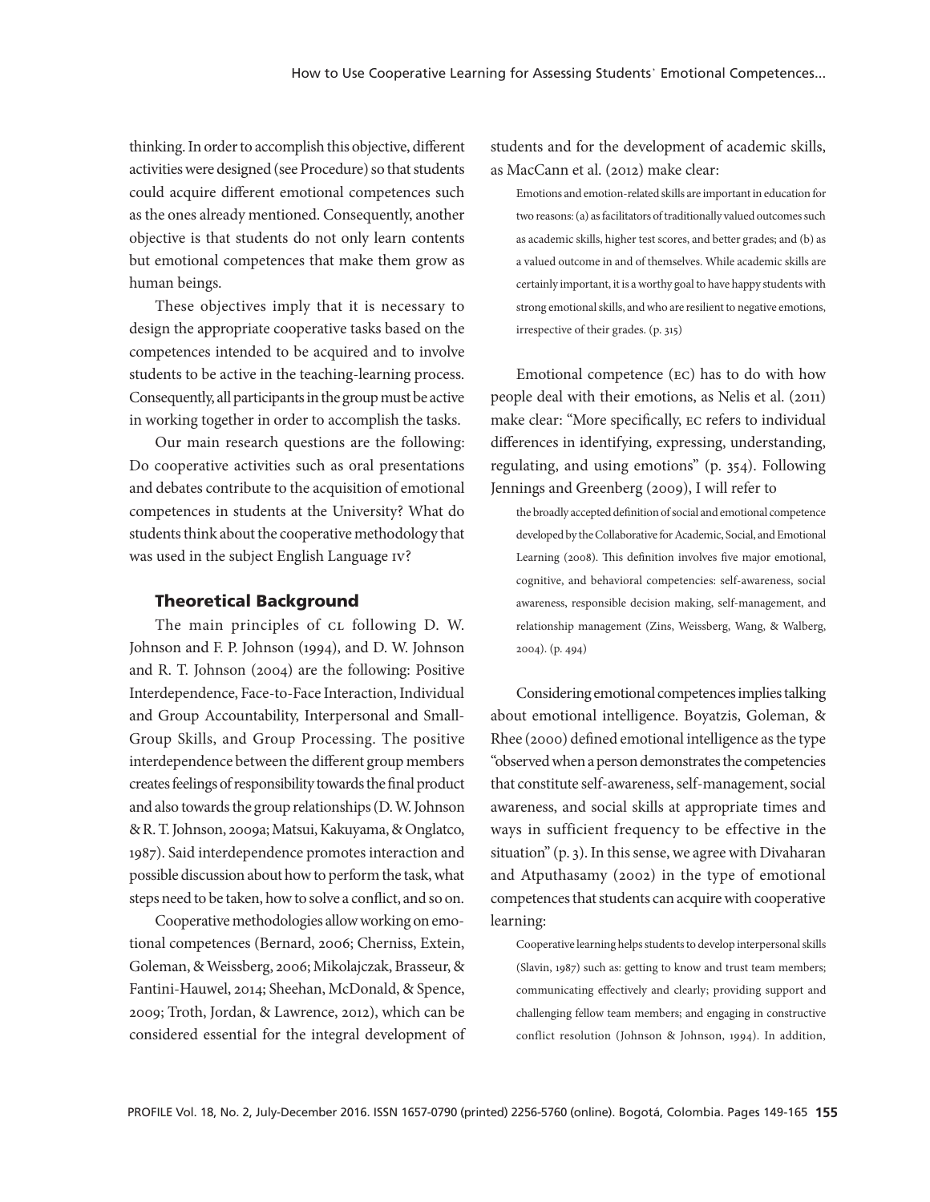thinking. In order to accomplish this objective, different activities were designed (see Procedure) so that students could acquire different emotional competences such as the ones already mentioned. Consequently, another objective is that students do not only learn contents but emotional competences that make them grow as human beings.

These objectives imply that it is necessary to design the appropriate cooperative tasks based on the competences intended to be acquired and to involve students to be active in the teaching-learning process. Consequently, all participants in the group must be active in working together in order to accomplish the tasks.

Our main research questions are the following: Do cooperative activities such as oral presentations and debates contribute to the acquisition of emotional competences in students at the University? What do students think about the cooperative methodology that was used in the subject English Language IV?

## Theoretical Background

The main principles of CL following D. W. Johnson and F. P. Johnson (1994), and D. W. Johnson and R. T. Johnson (2004) are the following: Positive Interdependence, Face-to-Face Interaction, Individual and Group Accountability, Interpersonal and Small-Group Skills, and Group Processing. The positive interdependence between the different group members creates feelings of responsibility towards the final product and also towards the group relationships (D. W. Johnson & R. T. Johnson, 2009a; Matsui, Kakuyama, & Onglatco, 1987). Said interdependence promotes interaction and possible discussion about how to perform the task, what steps need to be taken, how to solve a conflict, and so on.

Cooperative methodologies allow working on emotional competences (Bernard, 2006; Cherniss, Extein, Goleman, & Weissberg, 2006; Mikolajczak, Brasseur, & Fantini-Hauwel, 2014; Sheehan, McDonald, & Spence, 2009; Troth, Jordan, & Lawrence, 2012), which can be considered essential for the integral development of students and for the development of academic skills, as MacCann et al. (2012) make clear:

> Emotions and emotion-related skills are important in education for two reasons: (a) as facilitators of traditionally valued outcomes such as academic skills, higher test scores, and better grades; and (b) as a valued outcome in and of themselves. While academic skills are certainly important, it is a worthy goal to have happy students with strong emotional skills, and who are resilient to negative emotions, irrespective of their grades. (p. 315)

Emotional competence (EC) has to do with how people deal with their emotions, as Nelis et al. (2011) make clear: "More specifically, EC refers to individual differences in identifying, expressing, understanding, regulating, and using emotions" (p. 354). Following Jennings and Greenberg (2009), I will refer to

> the broadly accepted definition of social and emotional competence developed by the Collaborative for Academic, Social, and Emotional Learning (2008). This definition involves five major emotional, cognitive, and behavioral competencies: self-awareness, social awareness, responsible decision making, self-management, and relationship management (Zins, Weissberg, Wang, & Walberg, 2004). (p. 494)

Considering emotional competences implies talking about emotional intelligence. Boyatzis, Goleman, & Rhee (2000) defined emotional intelligence as the type "observed when a person demonstrates the competencies that constitute self-awareness, self-management, social awareness, and social skills at appropriate times and ways in sufficient frequency to be effective in the situation" (p. 3). In this sense, we agree with Divaharan and Atputhasamy (2002) in the type of emotional competences that students can acquire with cooperative learning:

> Cooperative learning helps students to develop interpersonal skills (Slavin, 1987) such as: getting to know and trust team members; communicating effectively and clearly; providing support and challenging fellow team members; and engaging in constructive conflict resolution (Johnson & Johnson, 1994). In addition,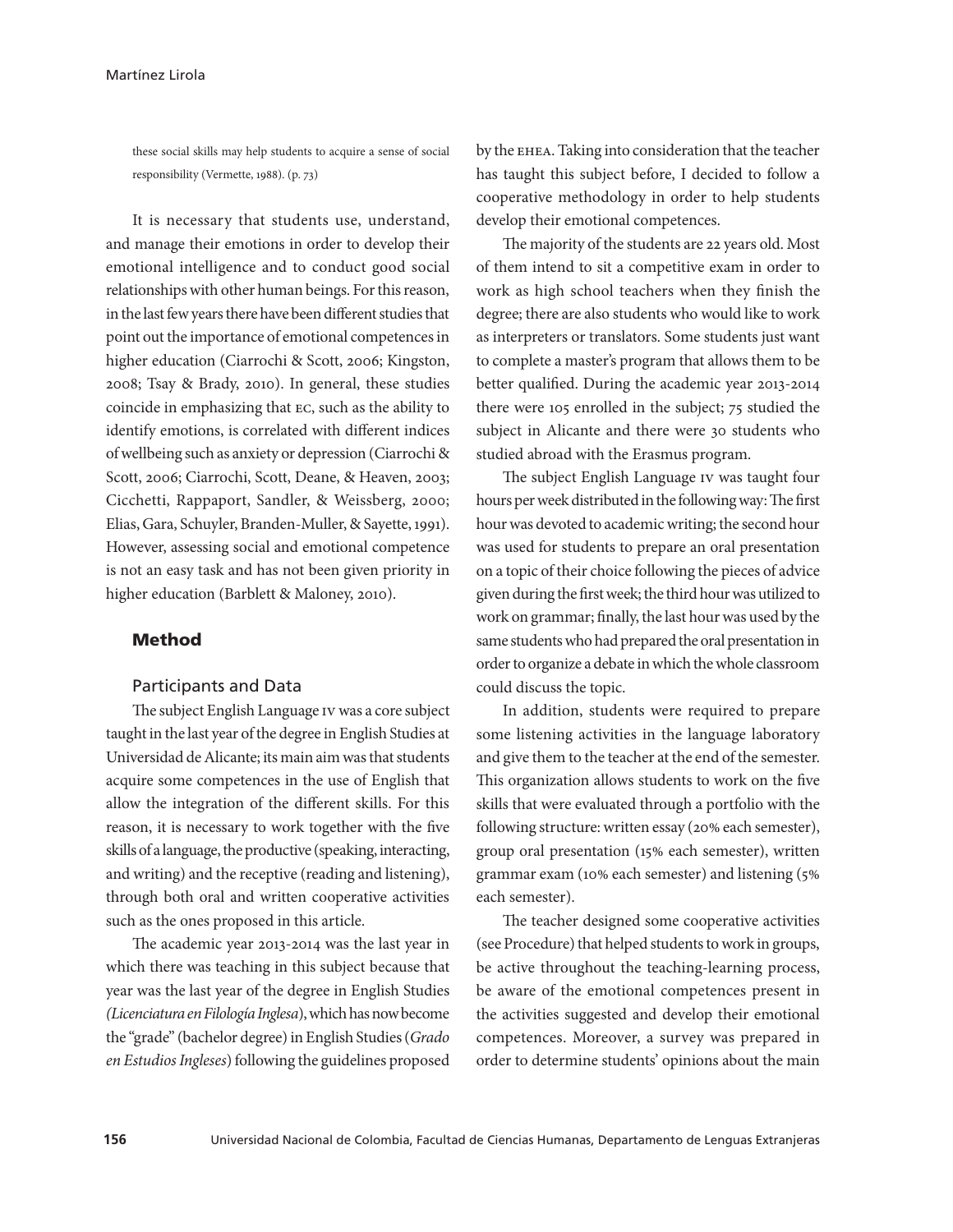these social skills may help students to acquire a sense of social responsibility (Vermette, 1988). (p. 73)

It is necessary that students use, understand, and manage their emotions in order to develop their emotional intelligence and to conduct good social relationships with other human beings. For this reason, in the last few years there have been different studies that point out the importance of emotional competences in higher education (Ciarrochi & Scott, 2006; Kingston, 2008; Tsay & Brady, 2010). In general, these studies coincide in emphasizing that EC, such as the ability to identify emotions, is correlated with different indices of wellbeing such as anxiety or depression (Ciarrochi & Scott, 2006; Ciarrochi, Scott, Deane, & Heaven, 2003; Cicchetti, Rappaport, Sandler, & Weissberg, 2000; Elias, Gara, Schuyler, Branden-Muller, & Sayette, 1991). However, assessing social and emotional competence is not an easy task and has not been given priority in higher education (Barblett & Maloney, 2010).

## Method

### Participants and Data

The subject English Language IV was a core subject taught in the last year of the degree in English Studies at Universidad de Alicante; its main aim was that students acquire some competences in the use of English that allow the integration of the different skills. For this reason, it is necessary to work together with the five skills of a language, the productive (speaking, interacting, and writing) and the receptive (reading and listening), through both oral and written cooperative activities such as the ones proposed in this article.

The academic year 2013-2014 was the last year in which there was teaching in this subject because that year was the last year of the degree in English Studies *(Licenciatura en Filología Inglesa)*, which has now become the "grade" (bachelor degree) in English Studies (*Grado en Estudios Ingleses*) following the guidelines proposed by the EHEA. Taking into consideration that the teacher has taught this subject before, I decided to follow a cooperative methodology in order to help students develop their emotional competences.

The majority of the students are 22 years old. Most of them intend to sit a competitive exam in order to work as high school teachers when they finish the degree; there are also students who would like to work as interpreters or translators. Some students just want to complete a master's program that allows them to be better qualified. During the academic year 2013-2014 there were 105 enrolled in the subject; 75 studied the subject in Alicante and there were 30 students who studied abroad with the Erasmus program.

The subject English Language IV was taught four hours per week distributed in the following way: The first hour was devoted to academic writing; the second hour was used for students to prepare an oral presentation on a topic of their choice following the pieces of advice given during the first week; the third hour was utilized to work on grammar; finally, the last hour was used by the same students who had prepared the oral presentation in order to organize a debate in which the whole classroom could discuss the topic.

In addition, students were required to prepare some listening activities in the language laboratory and give them to the teacher at the end of the semester. This organization allows students to work on the five skills that were evaluated through a portfolio with the following structure: written essay (20% each semester), group oral presentation (15% each semester), written grammar exam (10% each semester) and listening (5% each semester).

The teacher designed some cooperative activities (see Procedure) that helped students to work in groups, be active throughout the teaching-learning process, be aware of the emotional competences present in the activities suggested and develop their emotional competences. Moreover, a survey was prepared in order to determine students' opinions about the main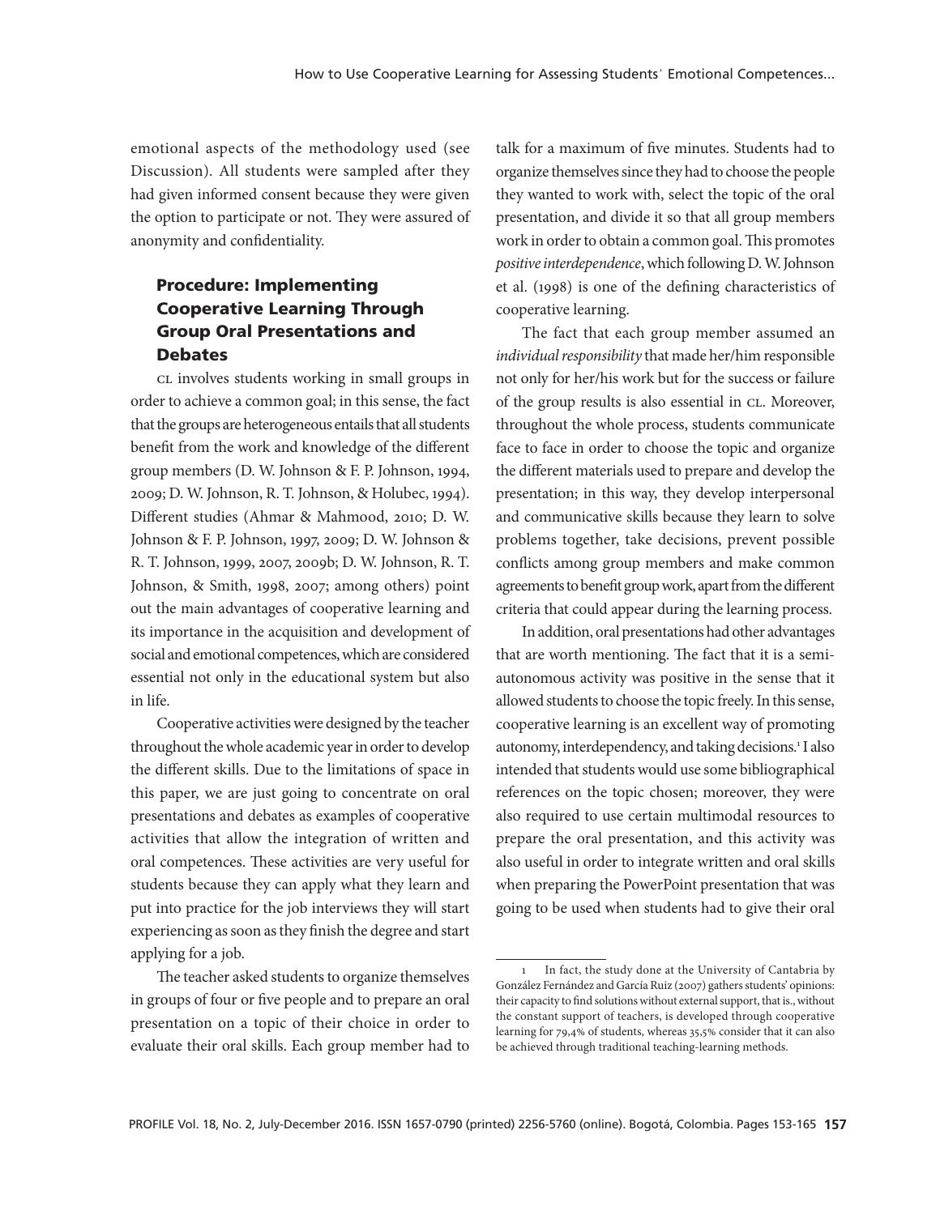emotional aspects of the methodology used (see Discussion). All students were sampled after they had given informed consent because they were given the option to participate or not. They were assured of anonymity and confidentiality.

## Procedure: Implementing Cooperative Learning Through Group Oral Presentations and Debates

CL involves students working in small groups in order to achieve a common goal; in this sense, the fact that the groups are heterogeneous entails that all students benefit from the work and knowledge of the different group members (D. W. Johnson & F. P. Johnson, 1994, 2009; D. W. Johnson, R. T. Johnson, & Holubec, 1994). Different studies (Ahmar & Mahmood, 2010; D. W. Johnson & F. P. Johnson, 1997, 2009; D. W. Johnson & R. T. Johnson, 1999, 2007, 2009b; D. W. Johnson, R. T. Johnson, & Smith, 1998, 2007; among others) point out the main advantages of cooperative learning and its importance in the acquisition and development of social and emotional competences, which are considered essential not only in the educational system but also in life.

Cooperative activities were designed by the teacher throughout the whole academic year in order to develop the different skills. Due to the limitations of space in this paper, we are just going to concentrate on oral presentations and debates as examples of cooperative activities that allow the integration of written and oral competences. These activities are very useful for students because they can apply what they learn and put into practice for the job interviews they will start experiencing as soon as they finish the degree and start applying for a job.

The teacher asked students to organize themselves in groups of four or five people and to prepare an oral presentation on a topic of their choice in order to evaluate their oral skills. Each group member had to talk for a maximum of five minutes. Students had to organize themselves since they had to choose the people they wanted to work with, select the topic of the oral presentation, and divide it so that all group members work in order to obtain a common goal. This promotes *positive interdependence*, which following D. W. Johnson et al. (1998) is one of the defining characteristics of cooperative learning.

The fact that each group member assumed an *individual responsibility* that made her/him responsible not only for her/his work but for the success or failure of the group results is also essential in CL. Moreover, throughout the whole process, students communicate face to face in order to choose the topic and organize the different materials used to prepare and develop the presentation; in this way, they develop interpersonal and communicative skills because they learn to solve problems together, take decisions, prevent possible conflicts among group members and make common agreements to benefit group work, apart from the different criteria that could appear during the learning process.

In addition, oral presentations had other advantages that are worth mentioning. The fact that it is a semi-autonomous activity was positive in the sense that it allowed students to choose the topic freely. In this sense, cooperative learning is an excellent way of promoting autonomy, interdependency, and taking decisions.[1] I also intended that students would use some bibliographical references on the topic chosen; moreover, they were also required to use certain multimodal resources to prepare the oral presentation, and this activity was also useful in order to integrate written and oral skills when preparing the PowerPoint presentation that was going to be used when students had to give their oral

---

[1] In fact, the study done at the University of Cantabria by González Fernández and García Ruiz (2007) gathers students' opinions: their capacity to find solutions without external support, that is., without the constant support of teachers, is developed through cooperative learning for 79,4% of students, whereas 35,5% consider that it can also be achieved through traditional teaching-learning methods.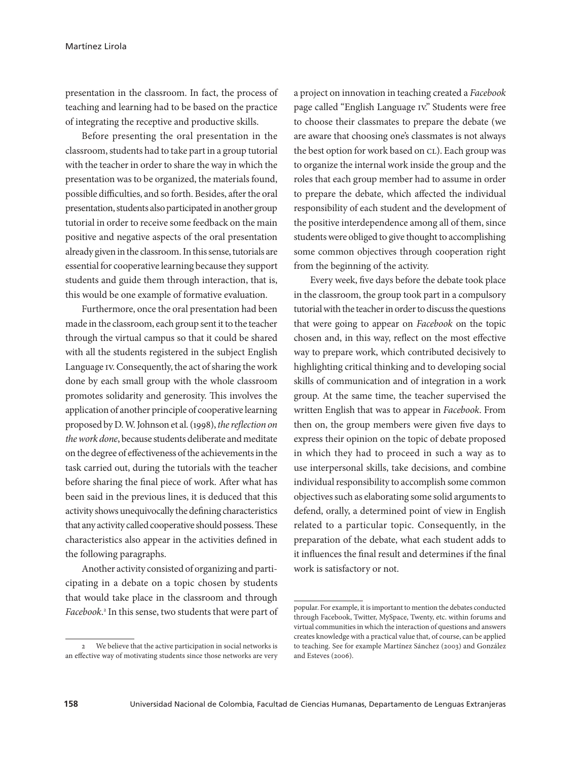presentation in the classroom. In fact, the process of teaching and learning had to be based on the practice of integrating the receptive and productive skills.

Before presenting the oral presentation in the classroom, students had to take part in a group tutorial with the teacher in order to share the way in which the presentation was to be organized, the materials found, possible difficulties, and so forth. Besides, after the oral presentation, students also participated in another group tutorial in order to receive some feedback on the main positive and negative aspects of the oral presentation already given in the classroom. In this sense, tutorials are essential for cooperative learning because they support students and guide them through interaction, that is, this would be one example of formative evaluation.

Furthermore, once the oral presentation had been made in the classroom, each group sent it to the teacher through the virtual campus so that it could be shared with all the students registered in the subject English Language IV. Consequently, the act of sharing the work done by each small group with the whole classroom promotes solidarity and generosity. This involves the application of another principle of cooperative learning proposed by D. W. Johnson et al. (1998), *the reflection on the work done*, because students deliberate and meditate on the degree of effectiveness of the achievements in the task carried out, during the tutorials with the teacher before sharing the final piece of work. After what has been said in the previous lines, it is deduced that this activity shows unequivocally the defining characteristics that any activity called cooperative should possess. These characteristics also appear in the activities defined in the following paragraphs.

Another activity consisted of organizing and participating in a debate on a topic chosen by students that would take place in the classroom and through *Facebook*.[2] In this sense, two students that were part of a project on innovation in teaching created a *Facebook* page called "English Language IV." Students were free to choose their classmates to prepare the debate (we are aware that choosing one's classmates is not always the best option for work based on CL). Each group was to organize the internal work inside the group and the roles that each group member had to assume in order to prepare the debate, which affected the individual responsibility of each student and the development of the positive interdependence among all of them, since students were obliged to give thought to accomplishing some common objectives through cooperation right from the beginning of the activity.

Every week, five days before the debate took place in the classroom, the group took part in a compulsory tutorial with the teacher in order to discuss the questions that were going to appear on *Facebook* on the topic chosen and, in this way, reflect on the most effective way to prepare work, which contributed decisively to highlighting critical thinking and to developing social skills of communication and of integration in a work group. At the same time, the teacher supervised the written English that was to appear in *Facebook*. From then on, the group members were given five days to express their opinion on the topic of debate proposed in which they had to proceed in such a way as to use interpersonal skills, take decisions, and combine individual responsibility to accomplish some common objectives such as elaborating some solid arguments to defend, orally, a determined point of view in English related to a particular topic. Consequently, in the preparation of the debate, what each student adds to it influences the final result and determines if the final work is satisfactory or not.

---

2 We believe that the active participation in social networks is an effective way of motivating students since those networks are very popular. For example, it is important to mention the debates conducted through Facebook, Twitter, MySpace, Twenty, etc. within forums and virtual communities in which the interaction of questions and answers creates knowledge with a practical value that, of course, can be applied to teaching. See for example Martínez Sánchez (2003) and González and Esteves (2006).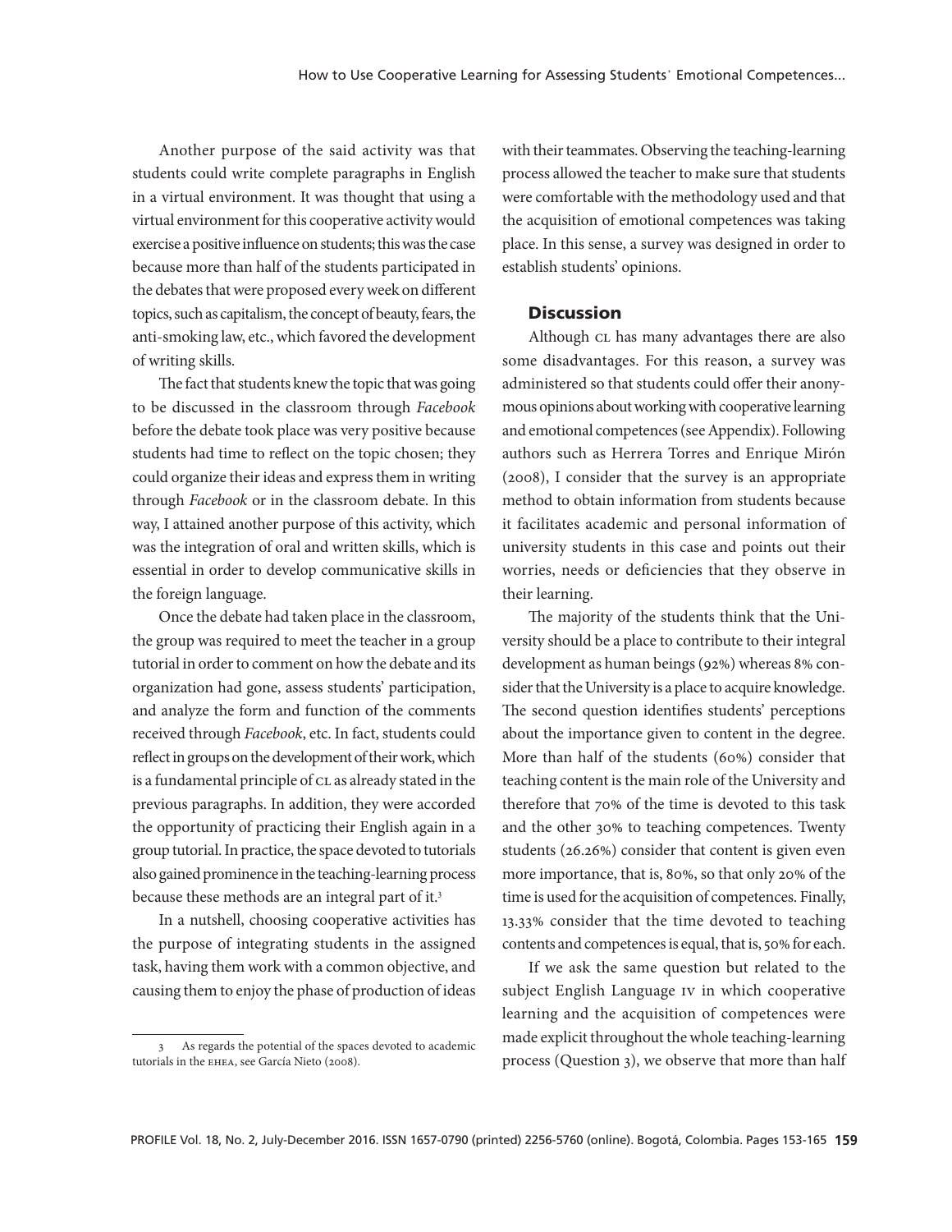Another purpose of the said activity was that students could write complete paragraphs in English in a virtual environment. It was thought that using a virtual environment for this cooperative activity would exercise a positive influence on students; this was the case because more than half of the students participated in the debates that were proposed every week on different topics, such as capitalism, the concept of beauty, fears, the anti-smoking law, etc., which favored the development of writing skills.

The fact that students knew the topic that was going to be discussed in the classroom through *Facebook* before the debate took place was very positive because students had time to reflect on the topic chosen; they could organize their ideas and express them in writing through *Facebook* or in the classroom debate. In this way, I attained another purpose of this activity, which was the integration of oral and written skills, which is essential in order to develop communicative skills in the foreign language.

Once the debate had taken place in the classroom, the group was required to meet the teacher in a group tutorial in order to comment on how the debate and its organization had gone, assess students' participation, and analyze the form and function of the comments received through *Facebook*, etc. In fact, students could reflect in groups on the development of their work, which is a fundamental principle of CL as already stated in the previous paragraphs. In addition, they were accorded the opportunity of practicing their English again in a group tutorial. In practice, the space devoted to tutorials also gained prominence in the teaching-learning process because these methods are an integral part of it.[3]

In a nutshell, choosing cooperative activities has the purpose of integrating students in the assigned task, having them work with a common objective, and causing them to enjoy the phase of production of ideas with their teammates. Observing the teaching-learning process allowed the teacher to make sure that students were comfortable with the methodology used and that the acquisition of emotional competences was taking place. In this sense, a survey was designed in order to establish students' opinions.

## Discussion

Although CL has many advantages there are also some disadvantages. For this reason, a survey was administered so that students could offer their anonymous opinions about working with cooperative learning and emotional competences (see Appendix). Following authors such as Herrera Torres and Enrique Mirón (2008), I consider that the survey is an appropriate method to obtain information from students because it facilitates academic and personal information of university students in this case and points out their worries, needs or deficiencies that they observe in their learning.

The majority of the students think that the University should be a place to contribute to their integral development as human beings (92%) whereas 8% consider that the University is a place to acquire knowledge. The second question identifies students' perceptions about the importance given to content in the degree. More than half of the students (60%) consider that teaching content is the main role of the University and therefore that 70% of the time is devoted to this task and the other 30% to teaching competences. Twenty students (26.26%) consider that content is given even more importance, that is, 80%, so that only 20% of the time is used for the acquisition of competences. Finally, 13.33% consider that the time devoted to teaching contents and competences is equal, that is, 50% for each.

If we ask the same question but related to the subject English Language IV in which cooperative learning and the acquisition of competences were made explicit throughout the whole teaching-learning process (Question 3), we observe that more than half

3 As regards the potential of the spaces devoted to academic tutorials in the EHEA, see García Nieto (2008).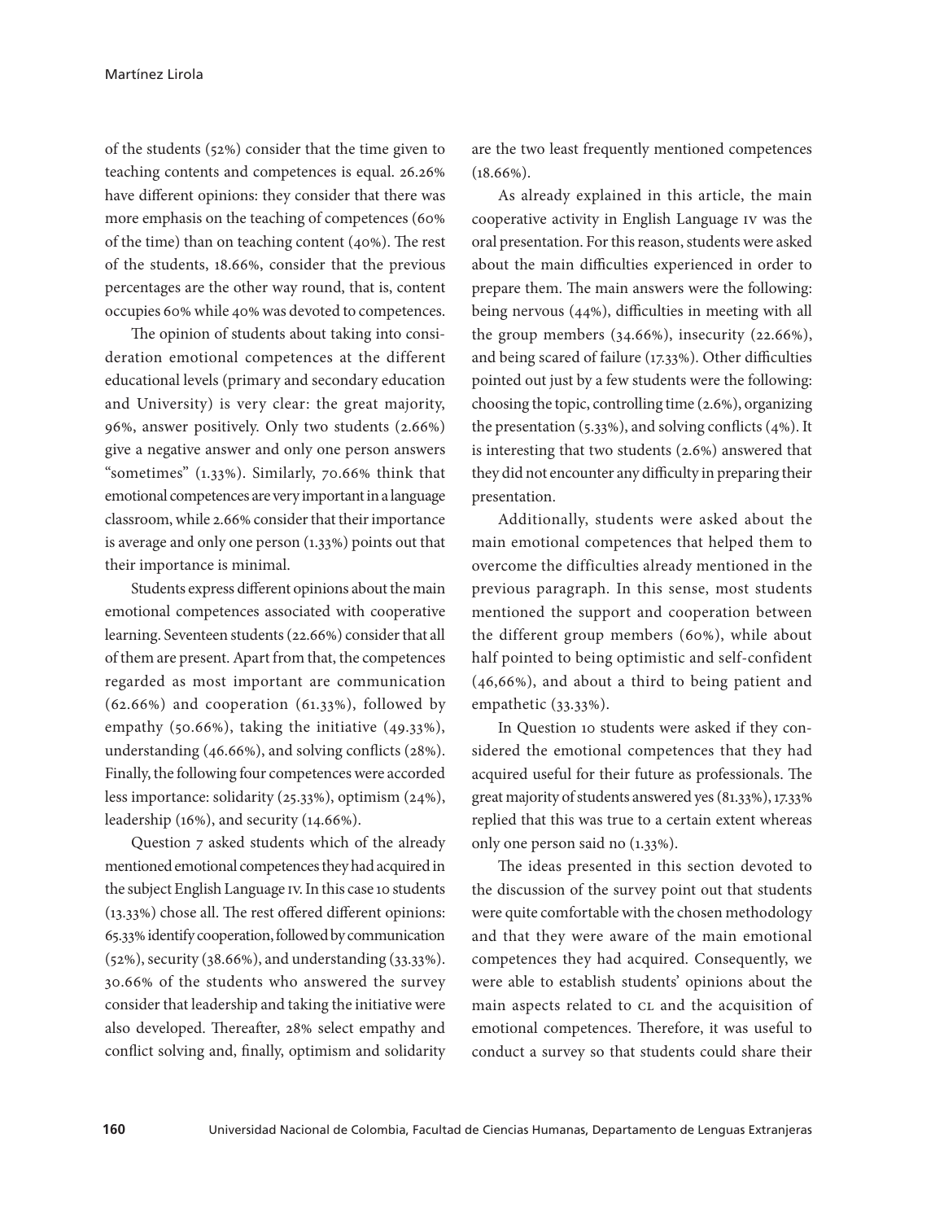of the students (52%) consider that the time given to teaching contents and competences is equal. 26.26% have different opinions: they consider that there was more emphasis on the teaching of competences (60% of the time) than on teaching content (40%). The rest of the students, 18.66%, consider that the previous percentages are the other way round, that is, content occupies 60% while 40% was devoted to competences.

The opinion of students about taking into consideration emotional competences at the different educational levels (primary and secondary education and University) is very clear: the great majority, 96%, answer positively. Only two students (2.66%) give a negative answer and only one person answers "sometimes" (1.33%). Similarly, 70.66% think that emotional competences are very important in a language classroom, while 2.66% consider that their importance is average and only one person (1.33%) points out that their importance is minimal.

Students express different opinions about the main emotional competences associated with cooperative learning. Seventeen students (22.66%) consider that all of them are present. Apart from that, the competences regarded as most important are communication (62.66%) and cooperation (61.33%), followed by empathy (50.66%), taking the initiative (49.33%), understanding (46.66%), and solving conflicts (28%). Finally, the following four competences were accorded less importance: solidarity (25.33%), optimism (24%), leadership (16%), and security (14.66%).

Question 7 asked students which of the already mentioned emotional competences they had acquired in the subject English Language IV. In this case 10 students (13.33%) chose all. The rest offered different opinions: 65.33% identify cooperation, followed by communication (52%), security (38.66%), and understanding (33.33%). 30.66% of the students who answered the survey consider that leadership and taking the initiative were also developed. Thereafter, 28% select empathy and conflict solving and, finally, optimism and solidarity are the two least frequently mentioned competences (18.66%).

As already explained in this article, the main cooperative activity in English Language IV was the oral presentation. For this reason, students were asked about the main difficulties experienced in order to prepare them. The main answers were the following: being nervous (44%), difficulties in meeting with all the group members (34.66%), insecurity (22.66%), and being scared of failure (17.33%). Other difficulties pointed out just by a few students were the following: choosing the topic, controlling time (2.6%), organizing the presentation (5.33%), and solving conflicts (4%). It is interesting that two students (2.6%) answered that they did not encounter any difficulty in preparing their presentation.

Additionally, students were asked about the main emotional competences that helped them to overcome the difficulties already mentioned in the previous paragraph. In this sense, most students mentioned the support and cooperation between the different group members (60%), while about half pointed to being optimistic and self-confident (46,66%), and about a third to being patient and empathetic (33.33%).

In Question 10 students were asked if they considered the emotional competences that they had acquired useful for their future as professionals. The great majority of students answered yes (81.33%), 17.33% replied that this was true to a certain extent whereas only one person said no (1.33%).

The ideas presented in this section devoted to the discussion of the survey point out that students were quite comfortable with the chosen methodology and that they were aware of the main emotional competences they had acquired. Consequently, we were able to establish students' opinions about the main aspects related to CL and the acquisition of emotional competences. Therefore, it was useful to conduct a survey so that students could share their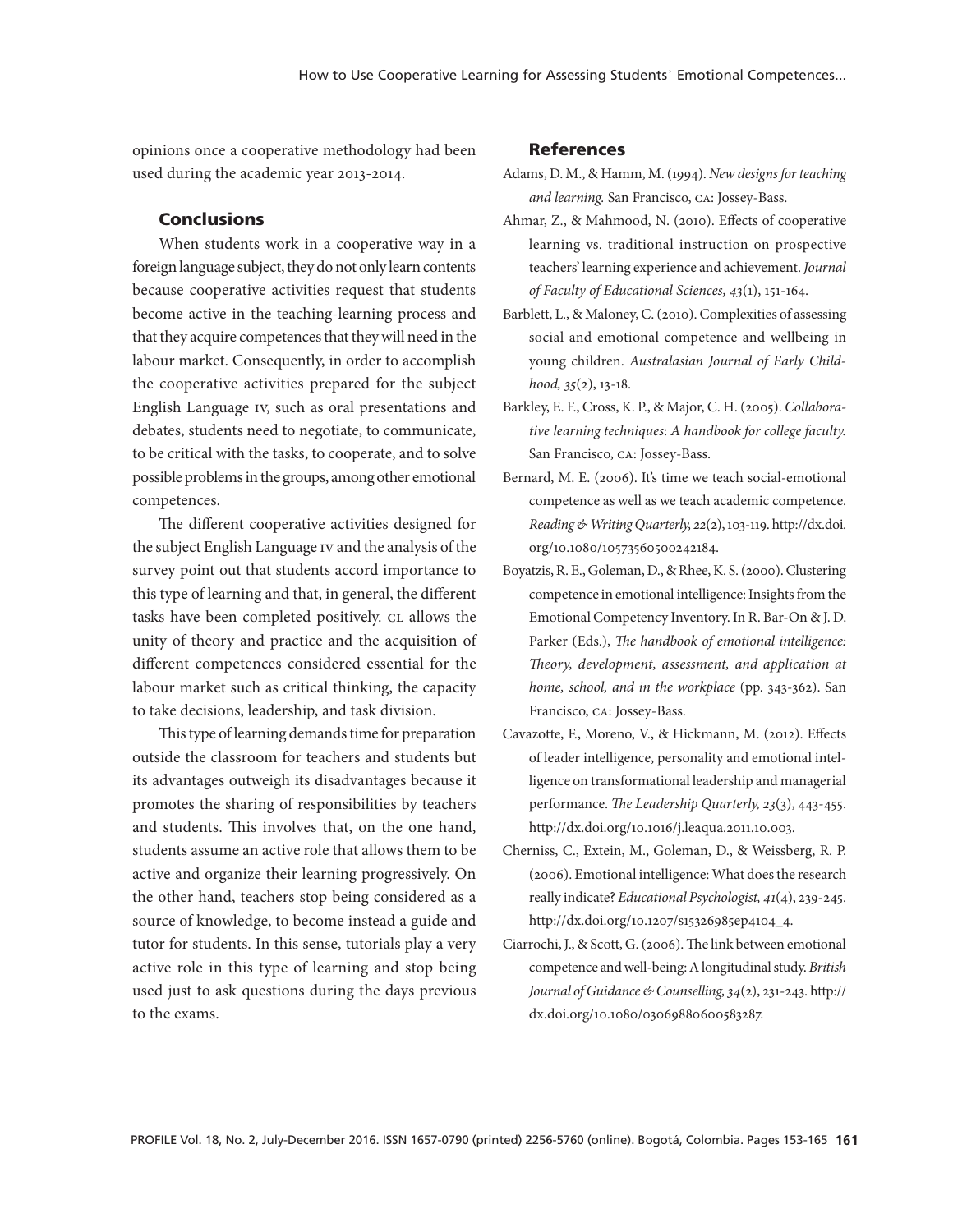opinions once a cooperative methodology had been used during the academic year 2013-2014.

## Conclusions

When students work in a cooperative way in a foreign language subject, they do not only learn contents because cooperative activities request that students become active in the teaching-learning process and that they acquire competences that they will need in the labour market. Consequently, in order to accomplish the cooperative activities prepared for the subject English Language IV, such as oral presentations and debates, students need to negotiate, to communicate, to be critical with the tasks, to cooperate, and to solve possible problems in the groups, among other emotional competences.

The different cooperative activities designed for the subject English Language IV and the analysis of the survey point out that students accord importance to this type of learning and that, in general, the different tasks have been completed positively. CL allows the unity of theory and practice and the acquisition of different competences considered essential for the labour market such as critical thinking, the capacity to take decisions, leadership, and task division.

This type of learning demands time for preparation outside the classroom for teachers and students but its advantages outweigh its disadvantages because it promotes the sharing of responsibilities by teachers and students. This involves that, on the one hand, students assume an active role that allows them to be active and organize their learning progressively. On the other hand, teachers stop being considered as a source of knowledge, to become instead a guide and tutor for students. In this sense, tutorials play a very active role in this type of learning and stop being used just to ask questions during the days previous to the exams.

## References

Adams, D. M., & Hamm, M. (1994). *New designs for teaching and learning.* San Francisco, CA: Jossey-Bass.

Ahmar, Z., & Mahmood, N. (2010). Effects of cooperative learning vs. traditional instruction on prospective teachers' learning experience and achievement. *Journal of Faculty of Educational Sciences, 43*(1), 151-164.

Barblett, L., & Maloney, C. (2010). Complexities of assessing social and emotional competence and wellbeing in young children. *Australasian Journal of Early Childhood, 35*(2), 13-18.

Barkley, E. F., Cross, K. P., & Major, C. H. (2005). *Collaborative learning techniques: A handbook for college faculty.* San Francisco, CA: Jossey-Bass.

Bernard, M. E. (2006). It's time we teach social-emotional competence as well as we teach academic competence. *Reading & Writing Quarterly, 22*(2), 103-119. http://dx.doi.org/10.1080/10573560500242184.

Boyatzis, R. E., Goleman, D., & Rhee, K. S. (2000). Clustering competence in emotional intelligence: Insights from the Emotional Competency Inventory. In R. Bar-On & J. D. Parker (Eds.), *The handbook of emotional intelligence: Theory, development, assessment, and application at home, school, and in the workplace* (pp. 343-362). San Francisco, CA: Jossey-Bass.

Cavazotte, F., Moreno, V., & Hickmann, M. (2012). Effects of leader intelligence, personality and emotional intelligence on transformational leadership and managerial performance. *The Leadership Quarterly, 23*(3), 443-455. http://dx.doi.org/10.1016/j.leaqua.2011.10.003.

Cherniss, C., Extein, M., Goleman, D., & Weissberg, R. P. (2006). Emotional intelligence: What does the research really indicate? *Educational Psychologist, 41*(4), 239-245. http://dx.doi.org/10.1207/s15326985ep4104_4.

Ciarrochi, J., & Scott, G. (2006). The link between emotional competence and well-being: A longitudinal study. *British Journal of Guidance & Counselling, 34*(2), 231-243. http://dx.doi.org/10.1080/03069880600583287.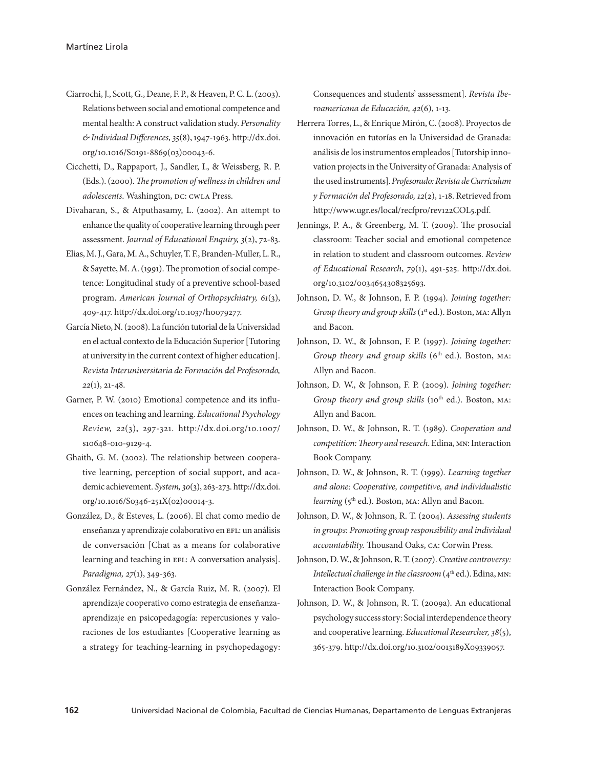Ciarrochi, J., Scott, G., Deane, F. P., & Heaven, P. C. L. (2003). Relations between social and emotional competence and mental health: A construct validation study. *Personality & Individual Differences, 35*(8), 1947-1963. http://dx.doi.org/10.1016/S0191-8869(03)00043-6.

Cicchetti, D., Rappaport, J., Sandler, I., & Weissberg, R. P. (Eds.). (2000). *The promotion of wellness in children and adolescents*. Washington, DC: CWLA Press.

Divaharan, S., & Atputhasamy, L. (2002). An attempt to enhance the quality of cooperative learning through peer assessment. *Journal of Educational Enquiry, 3*(2), 72-83.

Elias, M. J., Gara, M. A., Schuyler, T. F., Branden-Muller, L. R., & Sayette, M. A. (1991). The promotion of social competence: Longitudinal study of a preventive school-based program. *American Journal of Orthopsychiatry, 61*(3), 409-417. http://dx.doi.org/10.1037/h0079277.

García Nieto, N. (2008). La función tutorial de la Universidad en el actual contexto de la Educación Superior [Tutoring at university in the current context of higher education]. *Revista Interuniversitaria de Formación del Profesorado, 22*(1), 21-48.

Garner, P. W. (2010) Emotional competence and its influences on teaching and learning. *Educational Psychology Review, 22*(3), 297-321. http://dx.doi.org/10.1007/s10648-010-9129-4.

Ghaith, G. M. (2002). The relationship between cooperative learning, perception of social support, and academic achievement. *System, 30*(3), 263-273. http://dx.doi.org/10.1016/S0346-251X(02)00014-3.

González, D., & Esteves, L. (2006). El chat como medio de enseñanza y aprendizaje colaborativo en EFL: un análisis de conversación [Chat as a means for colaborative learning and teaching in EFL: A conversation analysis]. *Paradigma, 27*(1), 349-363.

González Fernández, N., & García Ruiz, M. R. (2007). El aprendizaje cooperativo como estrategia de enseñanza-aprendizaje en psicopedagogía: repercusiones y valoraciones de los estudiantes [Cooperative learning as a strategy for teaching-learning in psychopedagogy: Consequences and students' asssessment]. *Revista Iberoamericana de Educación, 42*(6), 1-13.

Herrera Torres, L., & Enrique Mirón, C. (2008). Proyectos de innovación en tutorías en la Universidad de Granada: análisis de los instrumentos empleados [Tutorship innovation projects in the University of Granada: Analysis of the used instruments]. *Profesorado: Revista de Currículum y Formación del Profesorado, 12*(2), 1-18. Retrieved from http://www.ugr.es/local/recfpro/rev122COL5.pdf.

Jennings, P. A., & Greenberg, M. T. (2009). The prosocial classroom: Teacher social and emotional competence in relation to student and classroom outcomes. *Review of Educational Research*, *79*(1), 491-525. http://dx.doi.org/10.3102/0034654308325693.

Johnson, D. W., & Johnson, F. P. (1994). *Joining together: Group theory and group skills* (1st ed.). Boston, MA: Allyn and Bacon.

Johnson, D. W., & Johnson, F. P. (1997). *Joining together: Group theory and group skills* (6th ed.). Boston, MA: Allyn and Bacon.

Johnson, D. W., & Johnson, F. P. (2009). *Joining together: Group theory and group skills* (10th ed.). Boston, MA: Allyn and Bacon.

Johnson, D. W., & Johnson, R. T. (1989). *Cooperation and competition: Theory and research*. Edina, MN: Interaction Book Company.

Johnson, D. W., & Johnson, R. T. (1999). *Learning together and alone: Cooperative, competitive, and individualistic learning* (5th ed.). Boston, MA: Allyn and Bacon.

Johnson, D. W., & Johnson, R. T. (2004). *Assessing students in groups: Promoting group responsibility and individual accountability.* Thousand Oaks, CA: Corwin Press.

Johnson, D. W., & Johnson, R. T. (2007). *Creative controversy: Intellectual challenge in the classroom* (4th ed.). Edina, MN: Interaction Book Company.

Johnson, D. W., & Johnson, R. T. (2009a). An educational psychology success story: Social interdependence theory and cooperative learning. *Educational Researcher, 38*(5), 365-379. http://dx.doi.org/10.3102/0013189X09339057.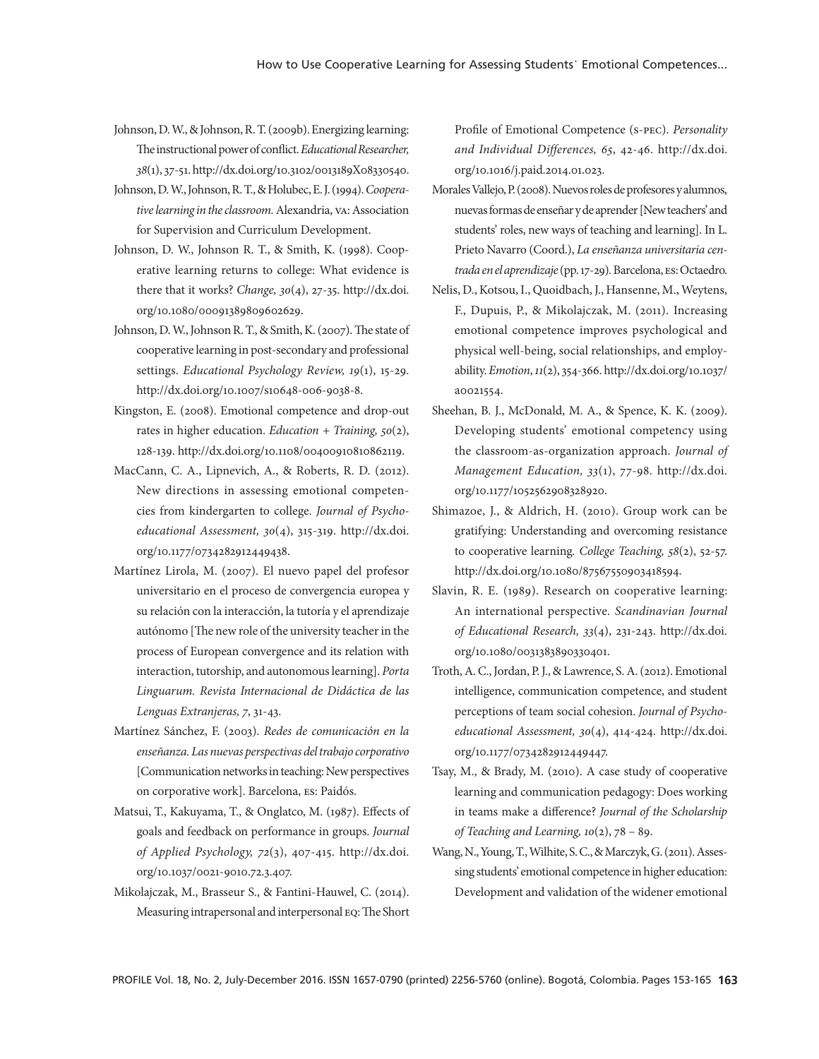Johnson, D. W., & Johnson, R. T. (2009b). Energizing learning: The instructional power of conflict. *Educational Researcher, 38*(1), 37-51. http://dx.doi.org/10.3102/0013189X08330540.

Johnson, D. W., Johnson, R. T., & Holubec, E. J. (1994). *Cooperative learning in the classroom.* Alexandria, VA: Association for Supervision and Curriculum Development.

Johnson, D. W., Johnson R. T., & Smith, K. (1998). Cooperative learning returns to college: What evidence is there that it works? *Change, 30*(4), 27-35. http://dx.doi.org/10.1080/00091389809602629.

Johnson, D. W., Johnson R. T., & Smith, K. (2007). The state of cooperative learning in post-secondary and professional settings. *Educational Psychology Review, 19*(1), 15-29. http://dx.doi.org/10.1007/s10648-006-9038-8.

Kingston, E. (2008). Emotional competence and drop-out rates in higher education. *Education + Training, 50*(2), 128-139. http://dx.doi.org/10.1108/00400910810862119.

MacCann, C. A., Lipnevich, A., & Roberts, R. D. (2012). New directions in assessing emotional competencies from kindergarten to college. *Journal of Psychoeducational Assessment, 30*(4), 315-319. http://dx.doi.org/10.1177/0734282912449438.

Martínez Lirola, M. (2007). El nuevo papel del profesor universitario en el proceso de convergencia europea y su relación con la interacción, la tutoría y el aprendizaje autónomo [The new role of the university teacher in the process of European convergence and its relation with interaction, tutorship, and autonomous learning]. *Porta Linguarum. Revista Internacional de Didáctica de las Lenguas Extranjeras, 7*, 31-43.

Martínez Sánchez, F. (2003). *Redes de comunicación en la enseñanza. Las nuevas perspectivas del trabajo corporativo* [Communication networks in teaching: New perspectives on corporative work]. Barcelona, ES: Paidós.

Matsui, T., Kakuyama, T., & Onglatco, M. (1987). Effects of goals and feedback on performance in groups. *Journal of Applied Psychology, 72*(3), 407-415. http://dx.doi.org/10.1037/0021-9010.72.3.407.

Mikolajczak, M., Brasseur S., & Fantini-Hauwel, C. (2014). Measuring intrapersonal and interpersonal EQ: The Short Profile of Emotional Competence (S-PEC). *Personality and Individual Differences, 65*, 42-46. http://dx.doi.org/10.1016/j.paid.2014.01.023.

Morales Vallejo, P. (2008). Nuevos roles de profesores y alumnos, nuevas formas de enseñar y de aprender [New teachers' and students' roles, new ways of teaching and learning]. In L. Prieto Navarro (Coord.), *La enseñanza universitaria centrada en el aprendizaje* (pp. 17-29). Barcelona, ES: Octaedro.

Nelis, D., Kotsou, I., Quoidbach, J., Hansenne, M., Weytens, F., Dupuis, P., & Mikolajczak, M. (2011). Increasing emotional competence improves psychological and physical well-being, social relationships, and employability. *Emotion*, *11*(2), 354-366. http://dx.doi.org/10.1037/a0021554.

Sheehan, B. J., McDonald, M. A., & Spence, K. K. (2009). Developing students' emotional competency using the classroom-as-organization approach. *Journal of Management Education, 33*(1), 77-98. http://dx.doi.org/10.1177/1052562908328920.

Shimazoe, J., & Aldrich, H. (2010). Group work can be gratifying: Understanding and overcoming resistance to cooperative learning. *College Teaching, 58*(2), 52-57. http://dx.doi.org/10.1080/87567550903418594.

Slavin, R. E. (1989). Research on cooperative learning: An international perspective. *Scandinavian Journal of Educational Research, 33*(4), 231-243. http://dx.doi.org/10.1080/0031383890330401.

Troth, A. C., Jordan, P. J., & Lawrence, S. A. (2012). Emotional intelligence, communication competence, and student perceptions of team social cohesion. *Journal of Psychoeducational Assessment, 30*(4), 414-424. http://dx.doi.org/10.1177/0734282912449447.

Tsay, M., & Brady, M. (2010). A case study of cooperative learning and communication pedagogy: Does working in teams make a difference? *Journal of the Scholarship of Teaching and Learning, 10*(2), 78 – 89.

Wang, N., Young, T., Wilhite, S. C., & Marczyk, G. (2011). Assessing students' emotional competence in higher education: Development and validation of the widener emotional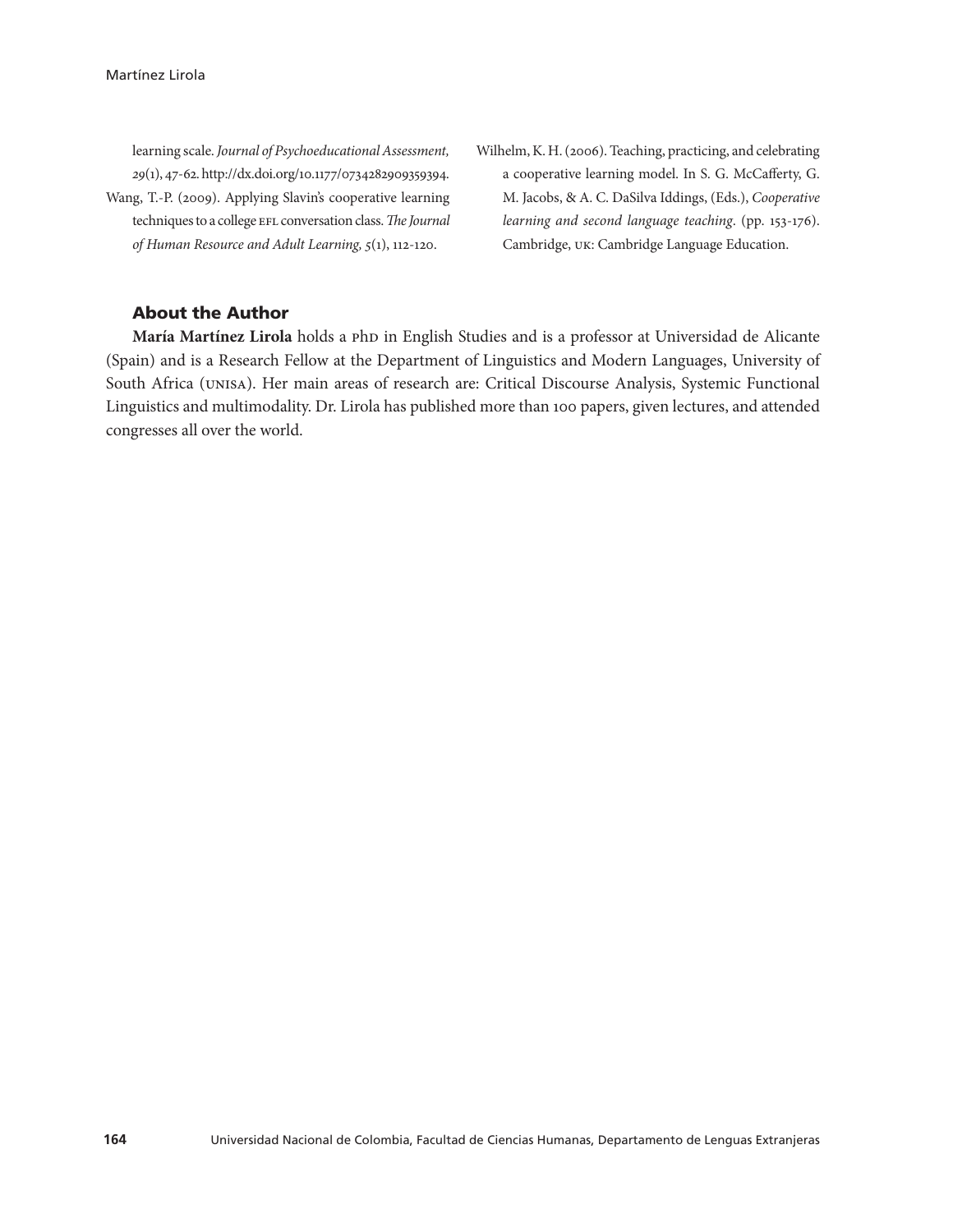learning scale. *Journal of Psychoeducational Assessment, 29*(1), 47-62. http://dx.doi.org/10.1177/0734282909359394.

Wang, T.-P. (2009). Applying Slavin's cooperative learning techniques to a college EFL conversation class. *The Journal of Human Resource and Adult Learning, 5*(1), 112-120.

Wilhelm, K. H. (2006). Teaching, practicing, and celebrating a cooperative learning model. In S. G. McCafferty, G. M. Jacobs, & A. C. DaSilva Iddings, (Eds.), *Cooperative learning and second language teaching*. (pp. 153-176). Cambridge, UK: Cambridge Language Education.

## About the Author

**María Martínez Lirola** holds a PhD in English Studies and is a professor at Universidad de Alicante (Spain) and is a Research Fellow at the Department of Linguistics and Modern Languages, University of South Africa (UNISA). Her main areas of research are: Critical Discourse Analysis, Systemic Functional Linguistics and multimodality. Dr. Lirola has published more than 100 papers, given lectures, and attended congresses all over the world.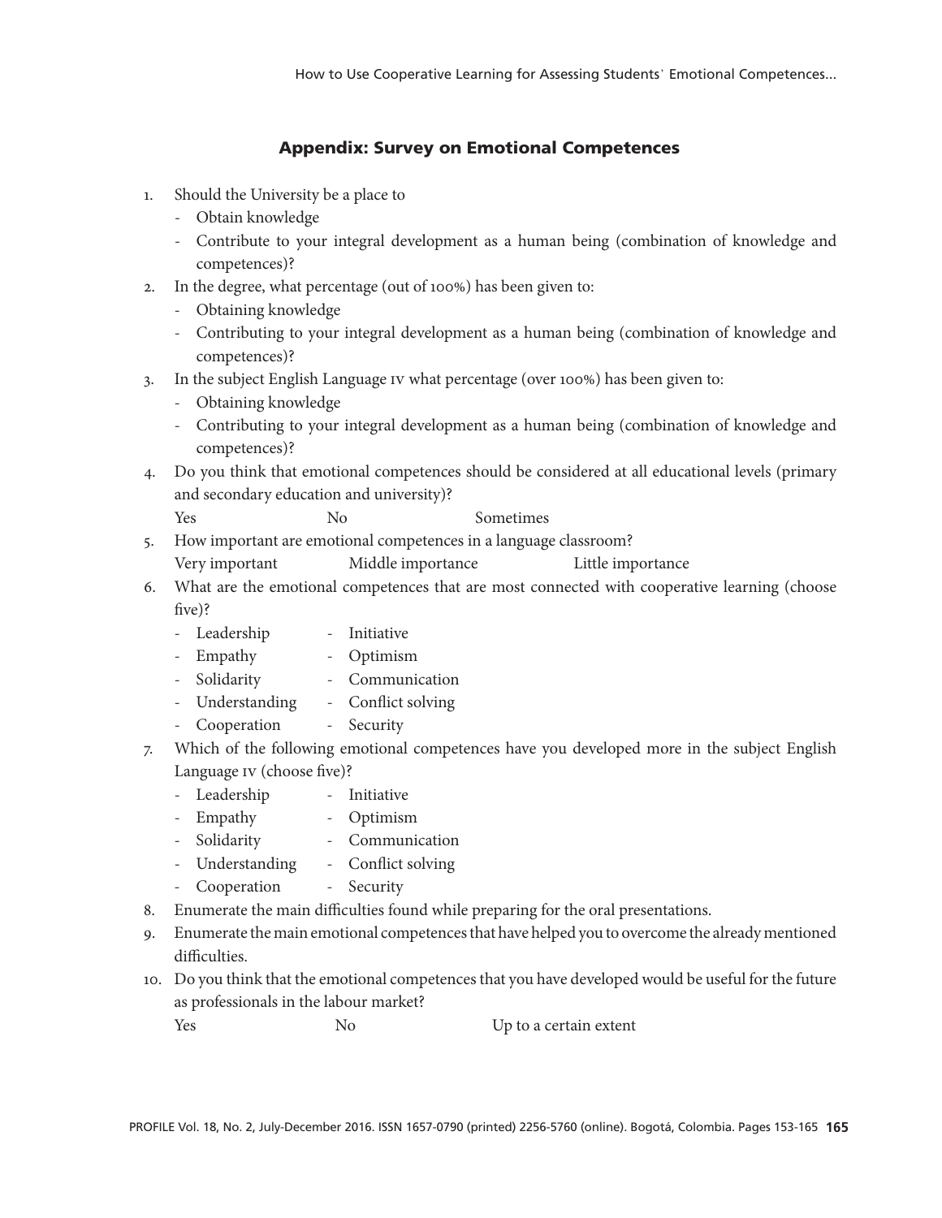## Appendix: Survey on Emotional Competences

1. Should the University be a place to
   - Obtain knowledge
   - Contribute to your integral development as a human being (combination of knowledge and competences)?
2. In the degree, what percentage (out of 100%) has been given to:
   - Obtaining knowledge
   - Contributing to your integral development as a human being (combination of knowledge and competences)?
3. In the subject English Language IV what percentage (over 100%) has been given to:
   - Obtaining knowledge
   - Contributing to your integral development as a human being (combination of knowledge and competences)?
4. Do you think that emotional competences should be considered at all educational levels (primary and secondary education and university)?

   Yes No Sometimes
5. How important are emotional competences in a language classroom?

   Very important Middle importance Little importance
6. What are the emotional competences that are most connected with cooperative learning (choose five)?
   - Leadership
   - Empathy
   - Solidarity
   - Understanding
   - Cooperation
   - Initiative
   - Optimism
   - Communication
   - Conflict solving
   - Security
7. Which of the following emotional competences have you developed more in the subject English Language IV (choose five)?
   - Leadership
   - Empathy
   - Solidarity
   - Understanding
   - Cooperation
   - Initiative
   - Optimism
   - Communication
   - Conflict solving
   - Security
8. Enumerate the main difficulties found while preparing for the oral presentations.
9. Enumerate the main emotional competences that have helped you to overcome the already mentioned difficulties.
10. Do you think that the emotional competences that you have developed would be useful for the future as professionals in the labour market?

    Yes No Up to a certain extent